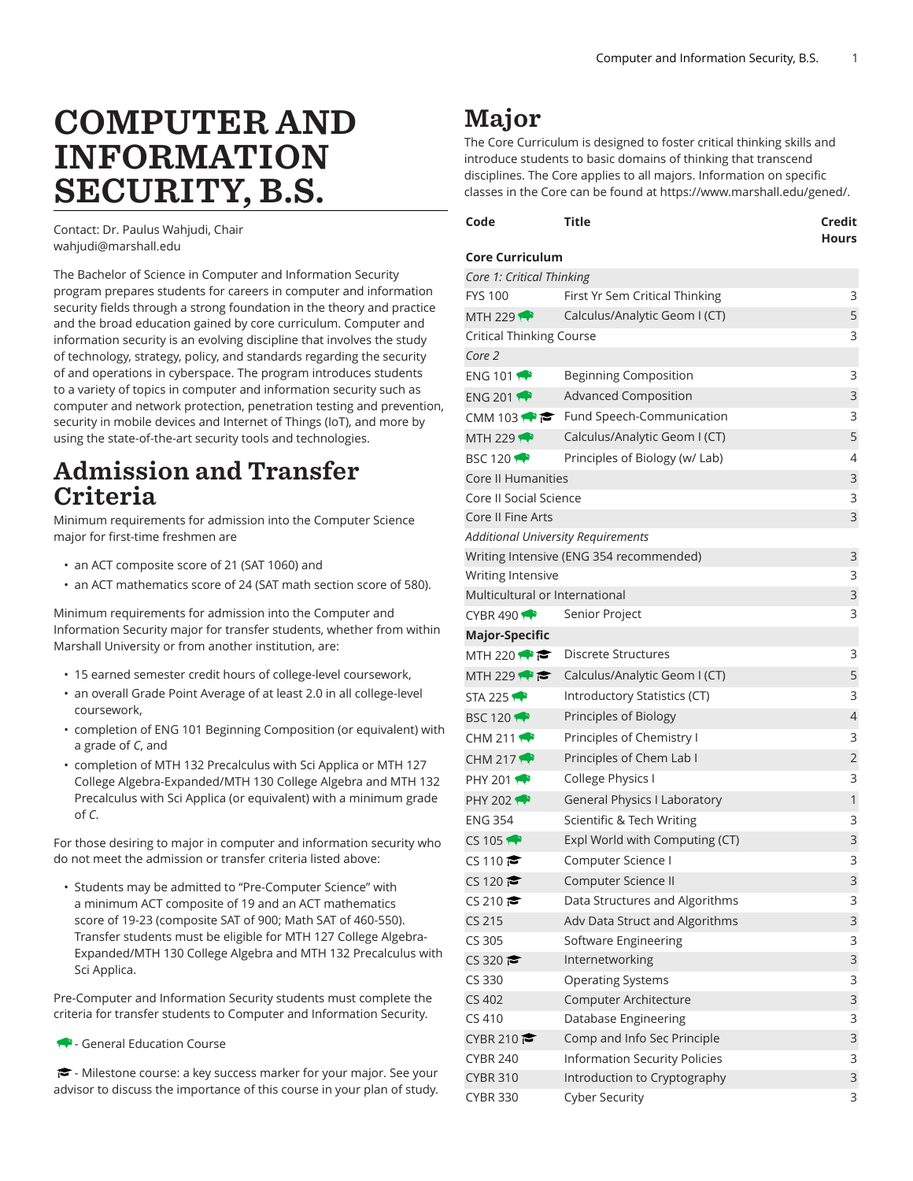# COMPUTER AND INFORMATION SECURITY, B.S.

Contact: Dr. Paulus Wahjudi, Chair
wahjudi@marshall.edu

The Bachelor of Science in Computer and Information Security program prepares students for careers in computer and information security fields through a strong foundation in the theory and practice and the broad education gained by core curriculum. Computer and information security is an evolving discipline that involves the study of technology, strategy, policy, and standards regarding the security of and operations in cyberspace. The program introduces students to a variety of topics in computer and information security such as computer and network protection, penetration testing and prevention, security in mobile devices and Internet of Things (IoT), and more by using the state-of-the-art security tools and technologies.

## Admission and Transfer Criteria

Minimum requirements for admission into the Computer Science major for first-time freshmen are

- an ACT composite score of 21 (SAT 1060) and
- an ACT mathematics score of 24 (SAT math section score of 580).

Minimum requirements for admission into the Computer and Information Security major for transfer students, whether from within Marshall University or from another institution, are:

- 15 earned semester credit hours of college-level coursework,
- an overall Grade Point Average of at least 2.0 in all college-level coursework,
- completion of ENG 101 Beginning Composition (or equivalent) with a grade of *C*, and
- completion of MTH 132 Precalculus with Sci Applica or MTH 127 College Algebra-Expanded/MTH 130 College Algebra and MTH 132 Precalculus with Sci Applica (or equivalent) with a minimum grade of *C*.

For those desiring to major in computer and information security who do not meet the admission or transfer criteria listed above:

- Students may be admitted to "Pre-Computer Science" with a minimum ACT composite of 19 and an ACT mathematics score of 19-23 (composite SAT of 900; Math SAT of 460-550). Transfer students must be eligible for MTH 127 College Algebra-Expanded/MTH 130 College Algebra and MTH 132 Precalculus with Sci Applica.

Pre-Computer and Information Security students must complete the criteria for transfer students to Computer and Information Security.

🐃 - General Education Course

🎓 - Milestone course: a key success marker for your major. See your advisor to discuss the importance of this course in your plan of study.

## Major

The Core Curriculum is designed to foster critical thinking skills and introduce students to basic domains of thinking that transcend disciplines. The Core applies to all majors. Information on specific classes in the Core can be found at https://www.marshall.edu/gened/.

| Code | Title | Credit Hours |
|---|---|---|
| **Core Curriculum** | | |
| *Core 1: Critical Thinking* | | |
| FYS 100 | First Yr Sem Critical Thinking | 3 |
| MTH 229 🐃 | Calculus/Analytic Geom I (CT) | 5 |
| Critical Thinking Course | | 3 |
| *Core 2* | | |
| ENG 101 🐃 | Beginning Composition | 3 |
| ENG 201 🐃 | Advanced Composition | 3 |
| CMM 103 🐃 🎓 | Fund Speech-Communication | 3 |
| MTH 229 🐃 | Calculus/Analytic Geom I (CT) | 5 |
| BSC 120 🐃 | Principles of Biology (w/ Lab) | 4 |
| Core II Humanities | | 3 |
| Core II Social Science | | 3 |
| Core II Fine Arts | | 3 |
| *Additional University Requirements* | | |
| Writing Intensive (ENG 354 recommended) | | 3 |
| Writing Intensive | | 3 |
| Multicultural or International | | 3 |
| CYBR 490 🐃 | Senior Project | 3 |
| **Major-Specific** | | |
| MTH 220 🐃 🎓 | Discrete Structures | 3 |
| MTH 229 🐃 🎓 | Calculus/Analytic Geom I (CT) | 5 |
| STA 225 🐃 | Introductory Statistics (CT) | 3 |
| BSC 120 🐃 | Principles of Biology | 4 |
| CHM 211 🐃 | Principles of Chemistry I | 3 |
| CHM 217 🐃 | Principles of Chem Lab I | 2 |
| PHY 201 🐃 | College Physics I | 3 |
| PHY 202 🐃 | General Physics I Laboratory | 1 |
| ENG 354 | Scientific & Tech Writing | 3 |
| CS 105 🐃 | Expl World with Computing (CT) | 3 |
| CS 110 🎓 | Computer Science I | 3 |
| CS 120 🎓 | Computer Science II | 3 |
| CS 210 🎓 | Data Structures and Algorithms | 3 |
| CS 215 | Adv Data Struct and Algorithms | 3 |
| CS 305 | Software Engineering | 3 |
| CS 320 🎓 | Internetworking | 3 |
| CS 330 | Operating Systems | 3 |
| CS 402 | Computer Architecture | 3 |
| CS 410 | Database Engineering | 3 |
| CYBR 210 🎓 | Comp and Info Sec Principle | 3 |
| CYBR 240 | Information Security Policies | 3 |
| CYBR 310 | Introduction to Cryptography | 3 |
| CYBR 330 | Cyber Security | 3 |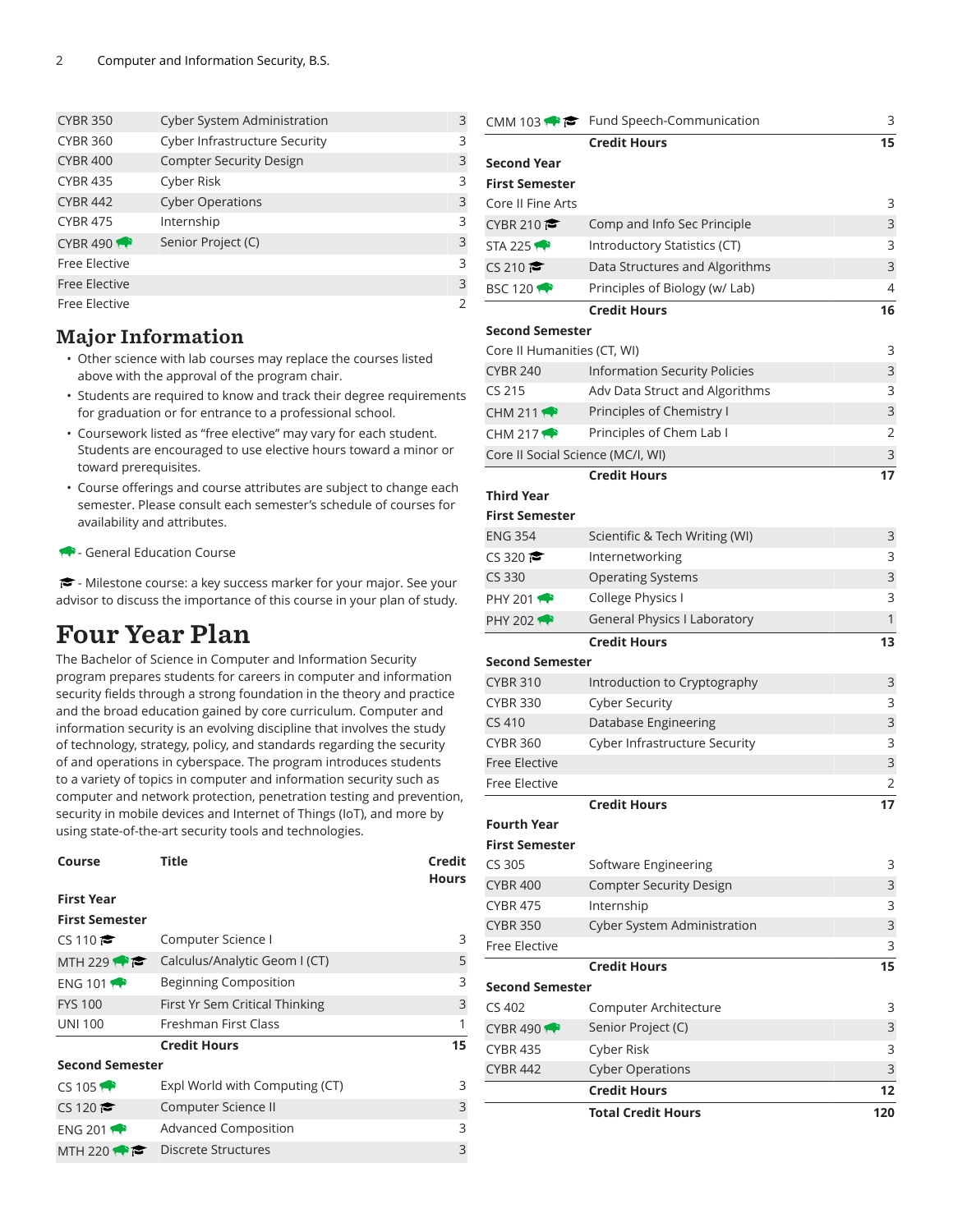| | | |
|---|---|---|
| CYBR 350 | Cyber System Administration | 3 |
| CYBR 360 | Cyber Infrastructure Security | 3 |
| CYBR 400 | Compter Security Design | 3 |
| CYBR 435 | Cyber Risk | 3 |
| CYBR 442 | Cyber Operations | 3 |
| CYBR 475 | Internship | 3 |
| CYBR 490 | Senior Project (C) | 3 |
| Free Elective | | 3 |
| Free Elective | | 3 |
| Free Elective | | 2 |

## Major Information

- Other science with lab courses may replace the courses listed above with the approval of the program chair.
- Students are required to know and track their degree requirements for graduation or for entrance to a professional school.
- Coursework listed as "free elective" may vary for each student. Students are encouraged to use elective hours toward a minor or toward prerequisites.
- Course offerings and course attributes are subject to change each semester. Please consult each semester's schedule of courses for availability and attributes.

- General Education Course

- Milestone course: a key success marker for your major. See your advisor to discuss the importance of this course in your plan of study.

# Four Year Plan

The Bachelor of Science in Computer and Information Security program prepares students for careers in computer and information security fields through a strong foundation in the theory and practice and the broad education gained by core curriculum. Computer and information security is an evolving discipline that involves the study of technology, strategy, policy, and standards regarding the security of and operations in cyberspace. The program introduces students to a variety of topics in computer and information security such as computer and network protection, penetration testing and prevention, security in mobile devices and Internet of Things (IoT), and more by using state-of-the-art security tools and technologies.

| Course | Title | Credit Hours |
|---|---|---|
| **First Year** | | |
| **First Semester** | | |
| CS 110 | Computer Science I | 3 |
| MTH 229 | Calculus/Analytic Geom I (CT) | 5 |
| ENG 101 | Beginning Composition | 3 |
| FYS 100 | First Yr Sem Critical Thinking | 3 |
| UNI 100 | Freshman First Class | 1 |
| | **Credit Hours** | **15** |
| **Second Semester** | | |
| CS 105 | Expl World with Computing (CT) | 3 |
| CS 120 | Computer Science II | 3 |
| ENG 201 | Advanced Composition | 3 |
| MTH 220 | Discrete Structures | 3 |
| CMM 103 | Fund Speech-Communication | 3 |
| | **Credit Hours** | **15** |
| **Second Year** | | |
| **First Semester** | | |
| Core II Fine Arts | | 3 |
| CYBR 210 | Comp and Info Sec Principle | 3 |
| STA 225 | Introductory Statistics (CT) | 3 |
| CS 210 | Data Structures and Algorithms | 3 |
| BSC 120 | Principles of Biology (w/ Lab) | 4 |
| | **Credit Hours** | **16** |
| **Second Semester** | | |
| Core II Humanities (CT, WI) | | 3 |
| CYBR 240 | Information Security Policies | 3 |
| CS 215 | Adv Data Struct and Algorithms | 3 |
| CHM 211 | Principles of Chemistry I | 3 |
| CHM 217 | Principles of Chem Lab I | 2 |
| Core II Social Science (MC/I, WI) | | 3 |
| | **Credit Hours** | **17** |
| **Third Year** | | |
| **First Semester** | | |
| ENG 354 | Scientific & Tech Writing (WI) | 3 |
| CS 320 | Internetworking | 3 |
| CS 330 | Operating Systems | 3 |
| PHY 201 | College Physics I | 3 |
| PHY 202 | General Physics I Laboratory | 1 |
| | **Credit Hours** | **13** |
| **Second Semester** | | |
| CYBR 310 | Introduction to Cryptography | 3 |
| CYBR 330 | Cyber Security | 3 |
| CS 410 | Database Engineering | 3 |
| CYBR 360 | Cyber Infrastructure Security | 3 |
| Free Elective | | 3 |
| Free Elective | | 2 |
| | **Credit Hours** | **17** |
| **Fourth Year** | | |
| **First Semester** | | |
| CS 305 | Software Engineering | 3 |
| CYBR 400 | Compter Security Design | 3 |
| CYBR 475 | Internship | 3 |
| CYBR 350 | Cyber System Administration | 3 |
| Free Elective | | 3 |
| | **Credit Hours** | **15** |
| **Second Semester** | | |
| CS 402 | Computer Architecture | 3 |
| CYBR 490 | Senior Project (C) | 3 |
| CYBR 435 | Cyber Risk | 3 |
| CYBR 442 | Cyber Operations | 3 |
| | **Credit Hours** | **12** |
| | **Total Credit Hours** | **120** |